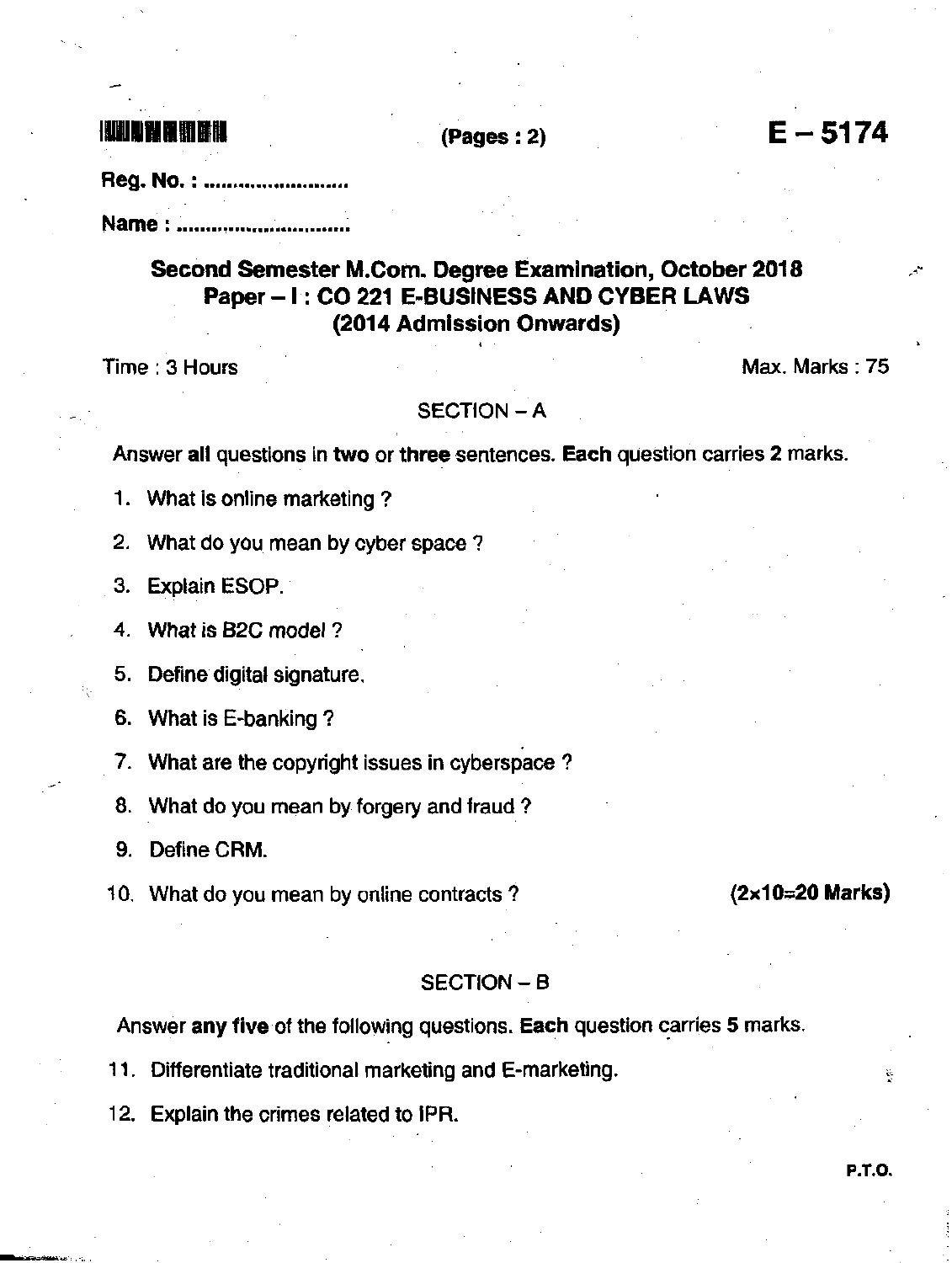(Pages : 2)

# E – 5174

Reg. No. : ........................

Name : ............................

## Second Semester M.Com. Degree Examination, October 2018
## Paper – I : CO 221 E-BUSINESS AND CYBER LAWS
## (2014 Admission Onwards)

Time : 3 Hours　　　　　　　　　　　　　　　　　　　　　　Max. Marks : 75

### SECTION – A

Answer **all** questions in **two** or **three** sentences. **Each** question carries **2** marks.

1. What is online marketing ?
2. What do you mean by cyber space ?
3. Explain ESOP.
4. What is B2C model ?
5. Define digital signature.
6. What is E-banking ?
7. What are the copyright issues in cyberspace ?
8. What do you mean by forgery and fraud ?
9. Define CRM.
10. What do you mean by online contracts ?　　　　　　　　**(2×10=20 Marks)**

### SECTION – B

Answer **any five** of the following questions. **Each** question carries **5** marks.

11. Differentiate traditional marketing and E-marketing.
12. Explain the crimes related to IPR.

P.T.O.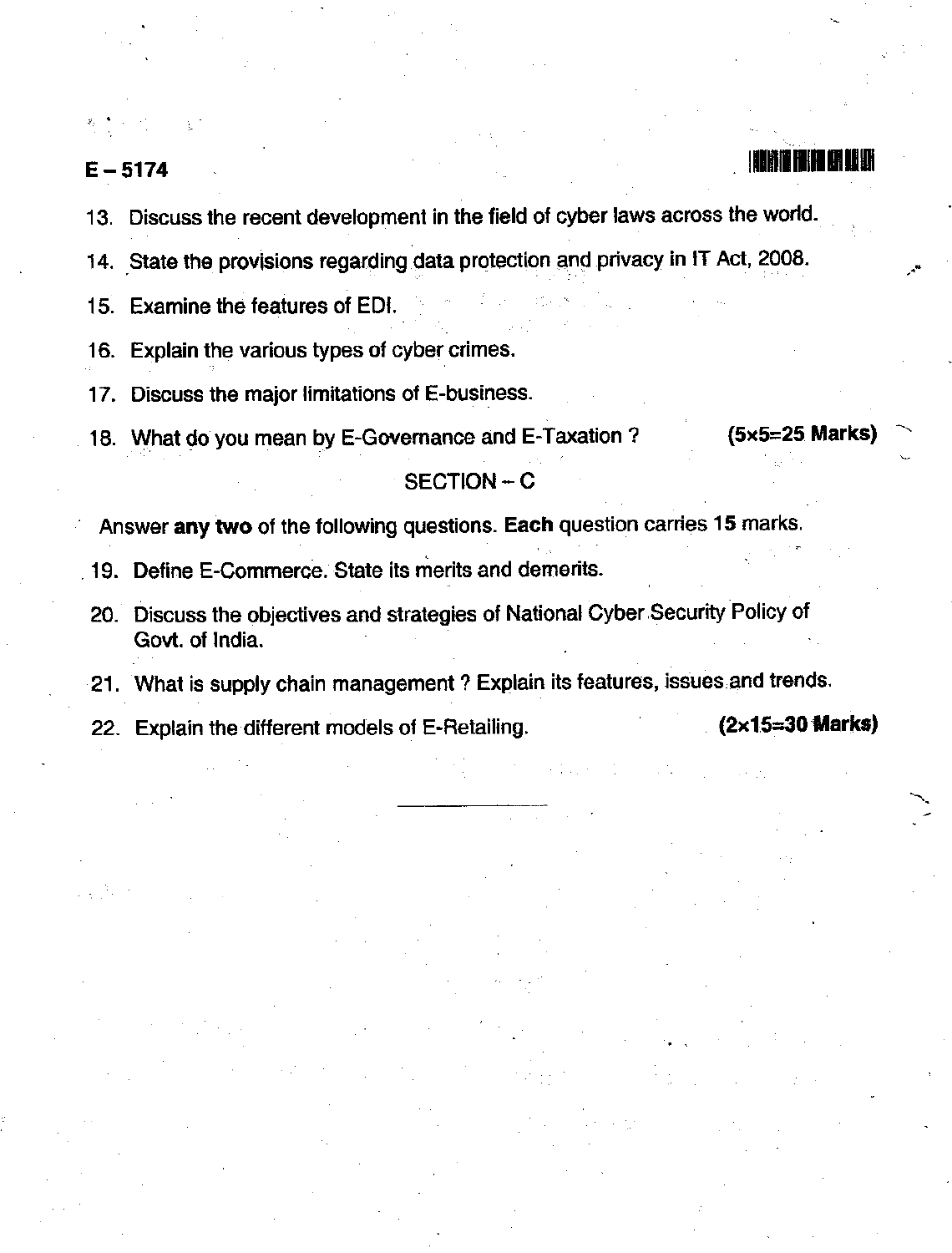13. Discuss the recent development in the field of cyber laws across the world.

14. State the provisions regarding data protection and privacy in IT Act, 2008.

15. Examine the features of EDI.

16. Explain the various types of cyber crimes.

17. Discuss the major limitations of E-business.

18. What do you mean by E-Governance and E-Taxation ? **(5x5=25 Marks)**

## SECTION – C

Answer **any two** of the following questions. **Each** question carries 15 marks.

19. Define E-Commerce. State its merits and demerits.

20. Discuss the objectives and strategies of National Cyber Security Policy of Govt. of India.

21. What is supply chain management ? Explain its features, issues and trends.

22. Explain the different models of E-Retailing. **(2x15=30 Marks)**

---